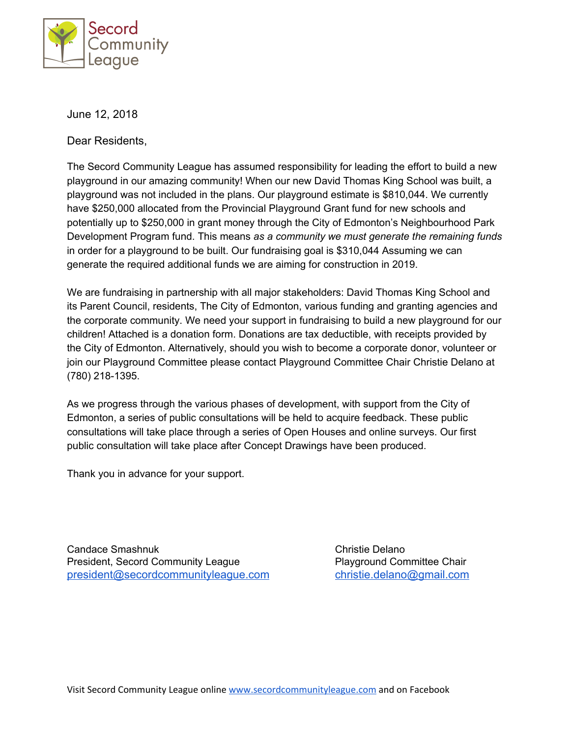Secord Community League

June 12, 2018

Dear Residents,

The Secord Community League has assumed responsibility for leading the effort to build a new playground in our amazing community! When our new David Thomas King School was built, a playground was not included in the plans. Our playground estimate is $810,044. We currently have $250,000 allocated from the Provincial Playground Grant fund for new schools and potentially up to $250,000 in grant money through the City of Edmonton's Neighbourhood Park Development Program fund. This means *as a community we must generate the remaining funds* in order for a playground to be built. Our fundraising goal is $310,044 Assuming we can generate the required additional funds we are aiming for construction in 2019.

We are fundraising in partnership with all major stakeholders: David Thomas King School and its Parent Council, residents, The City of Edmonton, various funding and granting agencies and the corporate community. We need your support in fundraising to build a new playground for our children! Attached is a donation form. Donations are tax deductible, with receipts provided by the City of Edmonton. Alternatively, should you wish to become a corporate donor, volunteer or join our Playground Committee please contact Playground Committee Chair Christie Delano at (780) 218-1395.

As we progress through the various phases of development, with support from the City of Edmonton, a series of public consultations will be held to acquire feedback. These public consultations will take place through a series of Open Houses and online surveys. Our first public consultation will take place after Concept Drawings have been produced.

Thank you in advance for your support.

Candace Smashnuk
President, Secord Community League
president@secordcommunityleague.com

Christie Delano
Playground Committee Chair
christie.delano@gmail.com

Visit Secord Community League online www.secordcommunityleague.com and on Facebook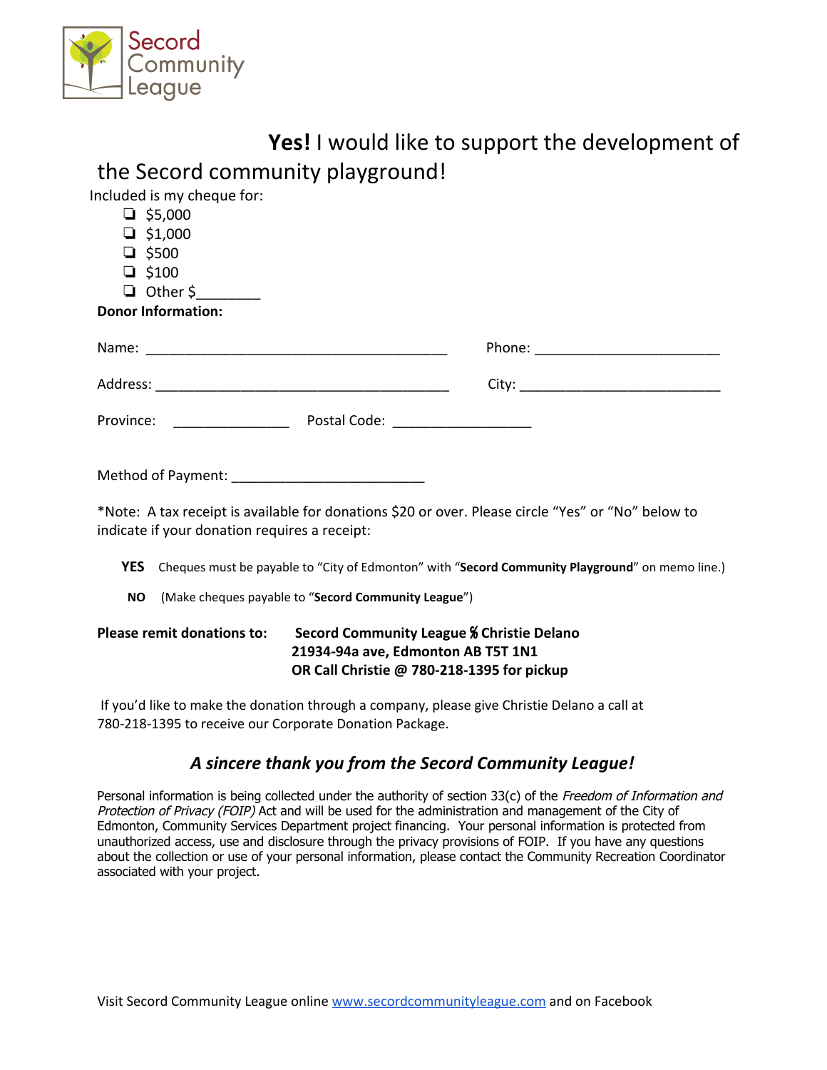Secord Community League

# **Yes!** I would like to support the development of the Secord community playground!

Included is my cheque for:

- ❑ $5,000
- ❑ $1,000
- ❑ $500
- ❑ $100
- ❑ Other $________

**Donor Information:**

Name: ________________________________________ Phone: ________________________

Address: _______________________________________ City: __________________________

Province: _______________ Postal Code: __________________

Method of Payment: _________________________

*Note: A tax receipt is available for donations $20 or over. Please circle "Yes" or "No" below to indicate if your donation requires a receipt:

**YES** Cheques must be payable to "City of Edmonton" with "**Secord Community Playground**" on memo line.)

**NO** (Make cheques payable to "**Secord Community League**")

**Please remit donations to:** **Secord Community League ℅ Christie Delano**
**21934-94a ave, Edmonton AB T5T 1N1**
**OR Call Christie @ 780-218-1395 for pickup**

If you'd like to make the donation through a company, please give Christie Delano a call at 780-218-1395 to receive our Corporate Donation Package.

***A sincere thank you from the Secord Community League!***

Personal information is being collected under the authority of section 33(c) of the *Freedom of Information and Protection of Privacy (FOIP)* Act and will be used for the administration and management of the City of Edmonton, Community Services Department project financing. Your personal information is protected from unauthorized access, use and disclosure through the privacy provisions of FOIP. If you have any questions about the collection or use of your personal information, please contact the Community Recreation Coordinator associated with your project.

Visit Secord Community League online www.secordcommunityleague.com and on Facebook